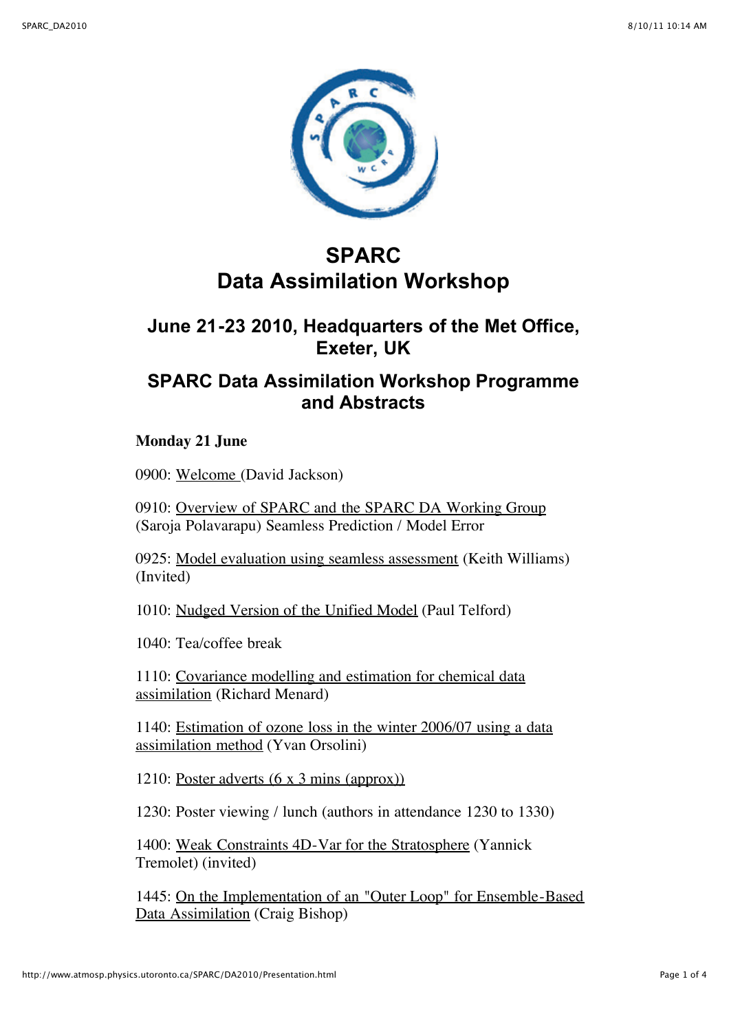# SPARC Data Assimilation Workshop

## June 21-23 2010, Headquarters of the Met Office, Exeter, UK

## SPARC Data Assimilation Workshop Programme and Abstracts

**Monday 21 June**

0900: Welcome (David Jackson)

0910: Overview of SPARC and the SPARC DA Working Group (Saroja Polavarapu) Seamless Prediction / Model Error

0925: Model evaluation using seamless assessment (Keith Williams) (Invited)

1010: Nudged Version of the Unified Model (Paul Telford)

1040: Tea/coffee break

1110: Covariance modelling and estimation for chemical data assimilation (Richard Menard)

1140: Estimation of ozone loss in the winter 2006/07 using a data assimilation method (Yvan Orsolini)

1210: Poster adverts (6 x 3 mins (approx))

1230: Poster viewing / lunch (authors in attendance 1230 to 1330)

1400: Weak Constraints 4D-Var for the Stratosphere (Yannick Tremolet) (invited)

1445: On the Implementation of an "Outer Loop" for Ensemble-Based Data Assimilation (Craig Bishop)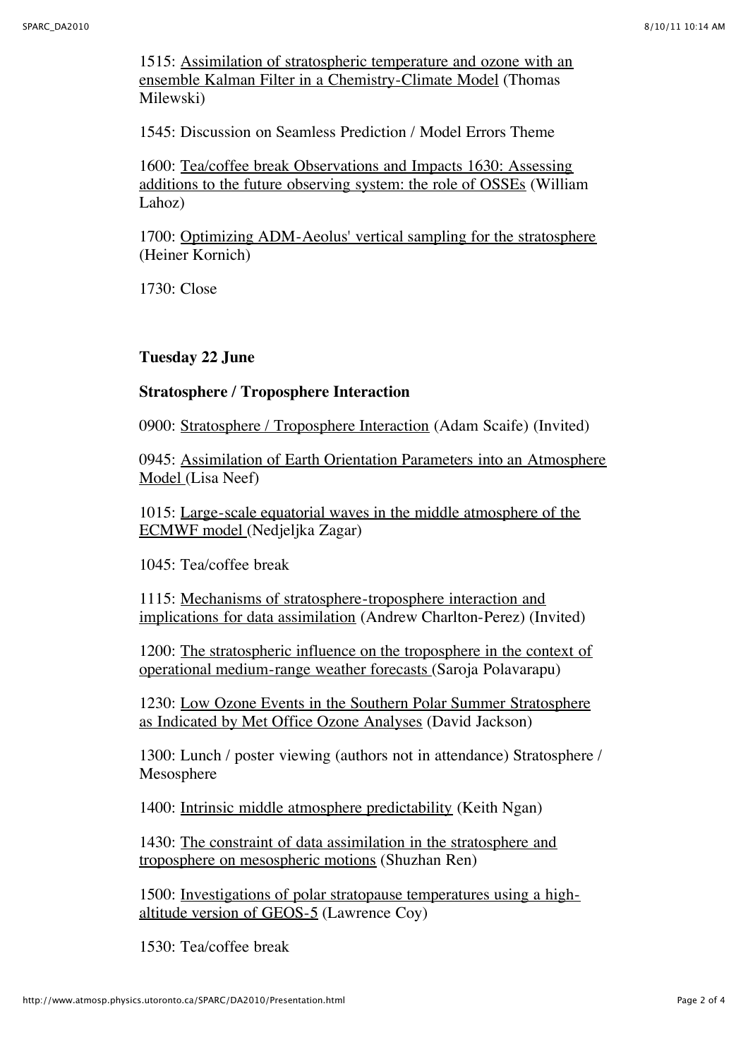1515: Assimilation of stratospheric temperature and ozone with an ensemble Kalman Filter in a Chemistry-Climate Model (Thomas Milewski)

1545: Discussion on Seamless Prediction / Model Errors Theme

1600: Tea/coffee break Observations and Impacts 1630: Assessing additions to the future observing system: the role of OSSEs (William Lahoz)

1700: Optimizing ADM-Aeolus' vertical sampling for the stratosphere (Heiner Kornich)

1730: Close

**Tuesday 22 June**

**Stratosphere / Troposphere Interaction**

0900: Stratosphere / Troposphere Interaction (Adam Scaife) (Invited)

0945: Assimilation of Earth Orientation Parameters into an Atmosphere Model (Lisa Neef)

1015: Large-scale equatorial waves in the middle atmosphere of the ECMWF model (Nedjeljka Zagar)

1045: Tea/coffee break

1115: Mechanisms of stratosphere-troposphere interaction and implications for data assimilation (Andrew Charlton-Perez) (Invited)

1200: The stratospheric influence on the troposphere in the context of operational medium-range weather forecasts (Saroja Polavarapu)

1230: Low Ozone Events in the Southern Polar Summer Stratosphere as Indicated by Met Office Ozone Analyses (David Jackson)

1300: Lunch / poster viewing (authors not in attendance) Stratosphere / Mesosphere

1400: Intrinsic middle atmosphere predictability (Keith Ngan)

1430: The constraint of data assimilation in the stratosphere and troposphere on mesospheric motions (Shuzhan Ren)

1500: Investigations of polar stratopause temperatures using a high-altitude version of GEOS-5 (Lawrence Coy)

1530: Tea/coffee break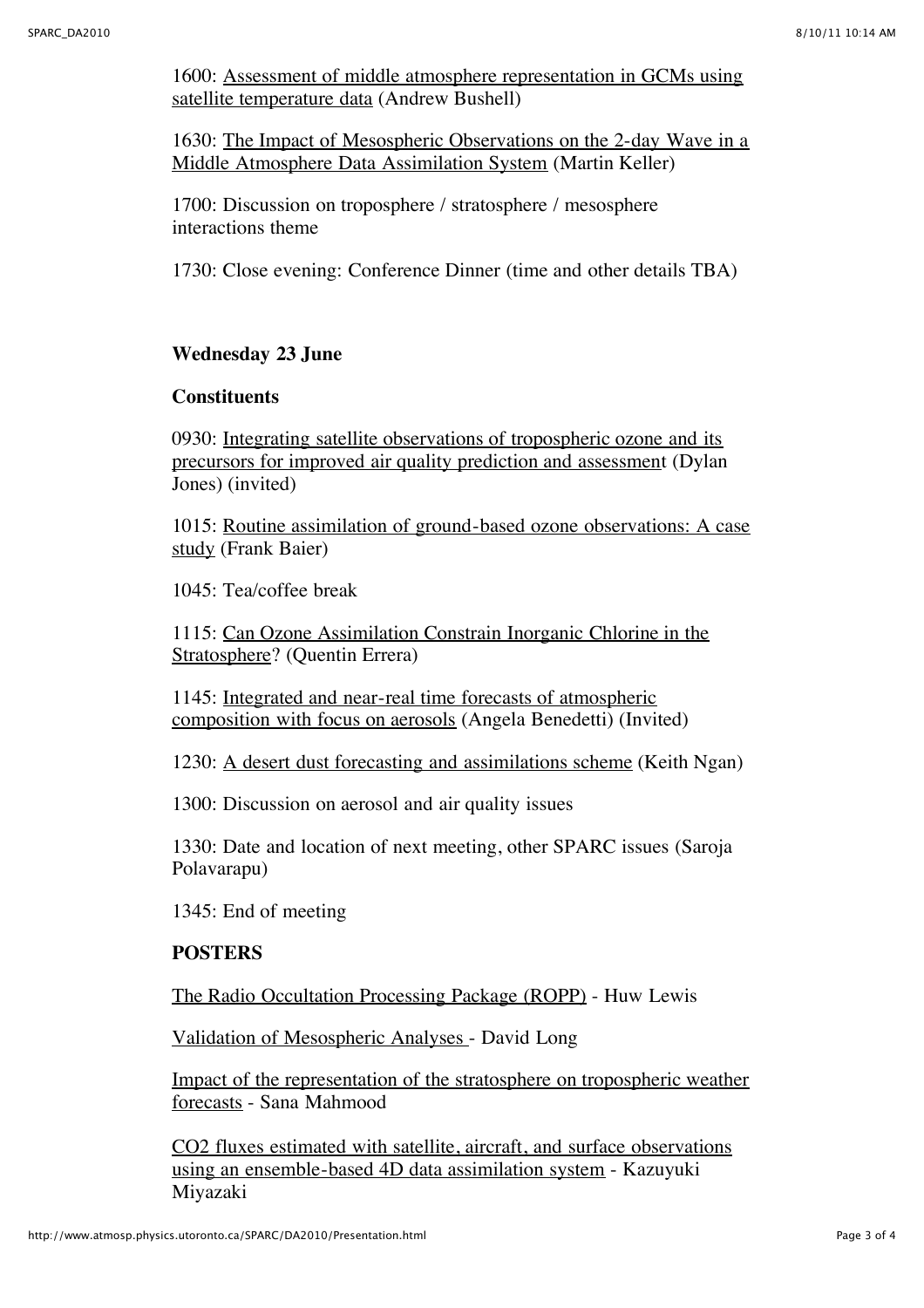1600: Assessment of middle atmosphere representation in GCMs using satellite temperature data (Andrew Bushell)

1630: The Impact of Mesospheric Observations on the 2-day Wave in a Middle Atmosphere Data Assimilation System (Martin Keller)

1700: Discussion on troposphere / stratosphere / mesosphere interactions theme

1730: Close evening: Conference Dinner (time and other details TBA)

**Wednesday 23 June**

**Constituents**

0930: Integrating satellite observations of tropospheric ozone and its precursors for improved air quality prediction and assessment (Dylan Jones) (invited)

1015: Routine assimilation of ground-based ozone observations: A case study (Frank Baier)

1045: Tea/coffee break

1115: Can Ozone Assimilation Constrain Inorganic Chlorine in the Stratosphere? (Quentin Errera)

1145: Integrated and near-real time forecasts of atmospheric composition with focus on aerosols (Angela Benedetti) (Invited)

1230: A desert dust forecasting and assimilations scheme (Keith Ngan)

1300: Discussion on aerosol and air quality issues

1330: Date and location of next meeting, other SPARC issues (Saroja Polavarapu)

1345: End of meeting

**POSTERS**

The Radio Occultation Processing Package (ROPP) - Huw Lewis

Validation of Mesospheric Analyses - David Long

Impact of the representation of the stratosphere on tropospheric weather forecasts - Sana Mahmood

$CO_2$ fluxes estimated with satellite, aircraft, and surface observations using an ensemble-based 4D data assimilation system - Kazuyuki Miyazaki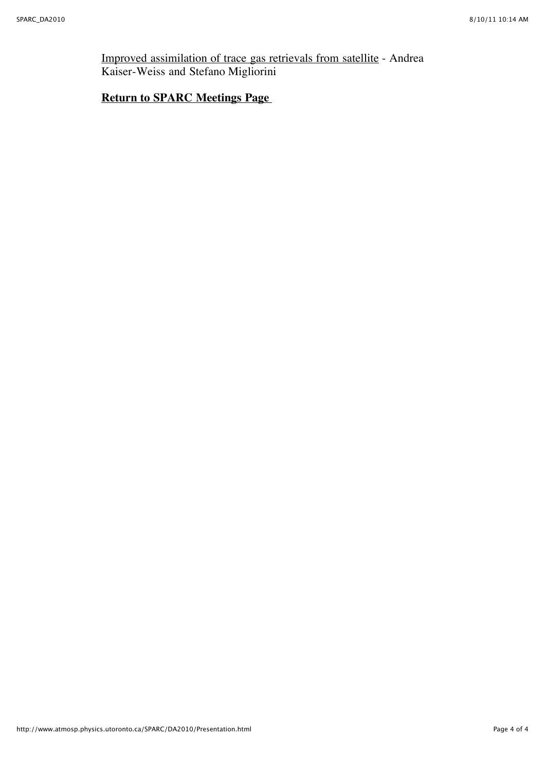Improved assimilation of trace gas retrievals from satellite - Andrea Kaiser-Weiss and Stefano Migliorini

**Return to SPARC Meetings Page**